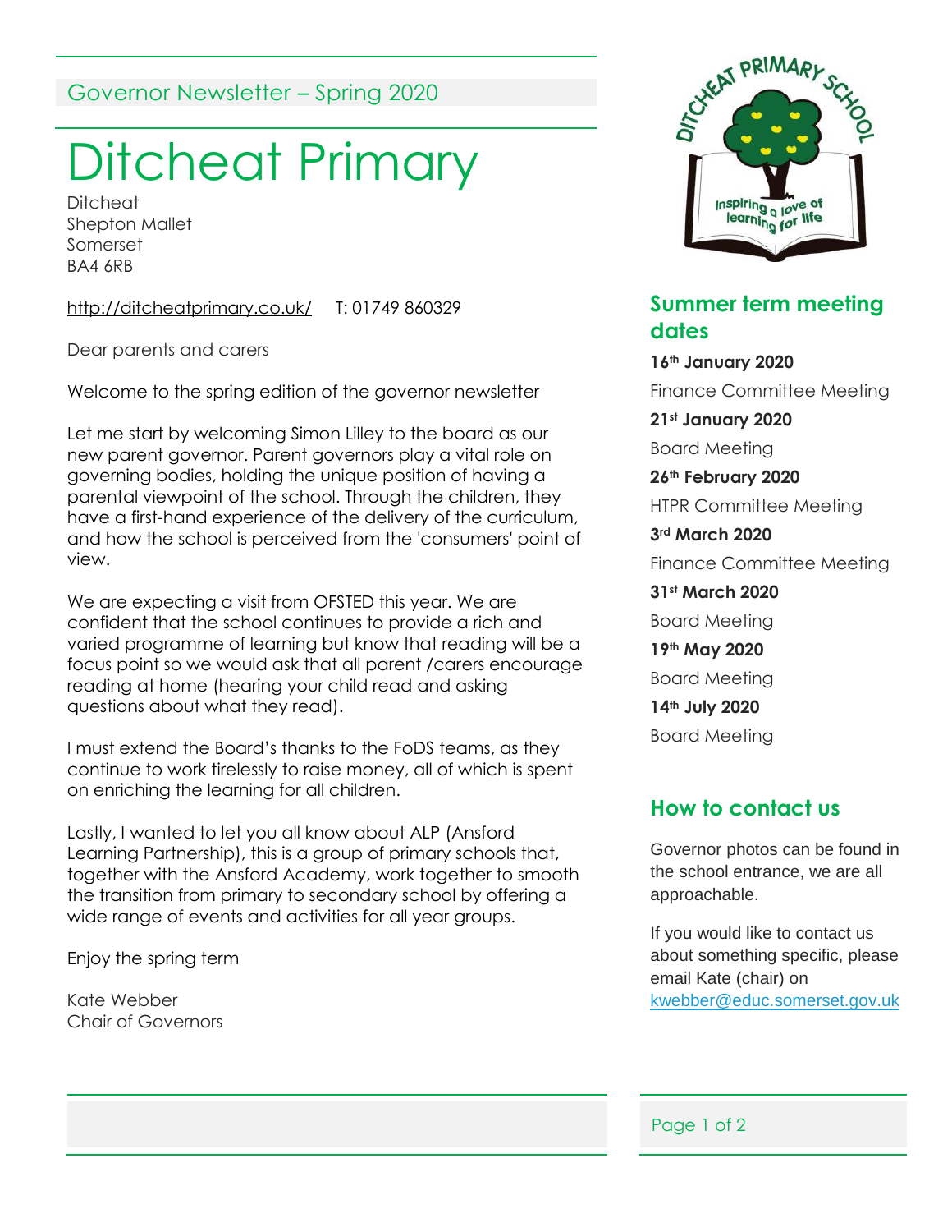Governor Newsletter – Spring 2020

# Ditcheat Primary

Ditcheat
Shepton Mallet
Somerset
BA4 6RB

http://ditcheatprimary.co.uk/ T: 01749 860329

Dear parents and carers

Welcome to the spring edition of the governor newsletter

Let me start by welcoming Simon Lilley to the board as our new parent governor. Parent governors play a vital role on governing bodies, holding the unique position of having a parental viewpoint of the school. Through the children, they have a first-hand experience of the delivery of the curriculum, and how the school is perceived from the 'consumers' point of view.

We are expecting a visit from OFSTED this year. We are confident that the school continues to provide a rich and varied programme of learning but know that reading will be a focus point so we would ask that all parent /carers encourage reading at home (hearing your child read and asking questions about what they read).

I must extend the Board's thanks to the FoDS teams, as they continue to work tirelessly to raise money, all of which is spent on enriching the learning for all children.

Lastly, I wanted to let you all know about ALP (Ansford Learning Partnership), this is a group of primary schools that, together with the Ansford Academy, work together to smooth the transition from primary to secondary school by offering a wide range of events and activities for all year groups.

Enjoy the spring term

Kate Webber
Chair of Governors

## Summer term meeting dates

**16th January 2020**
Finance Committee Meeting

**21st January 2020**
Board Meeting

**26th February 2020**
HTPR Committee Meeting

**3rd March 2020**
Finance Committee Meeting

**31st March 2020**
Board Meeting

**19th May 2020**
Board Meeting

**14th July 2020**
Board Meeting

## How to contact us

Governor photos can be found in the school entrance, we are all approachable.

If you would like to contact us about something specific, please email Kate (chair) on kwebber@educ.somerset.gov.uk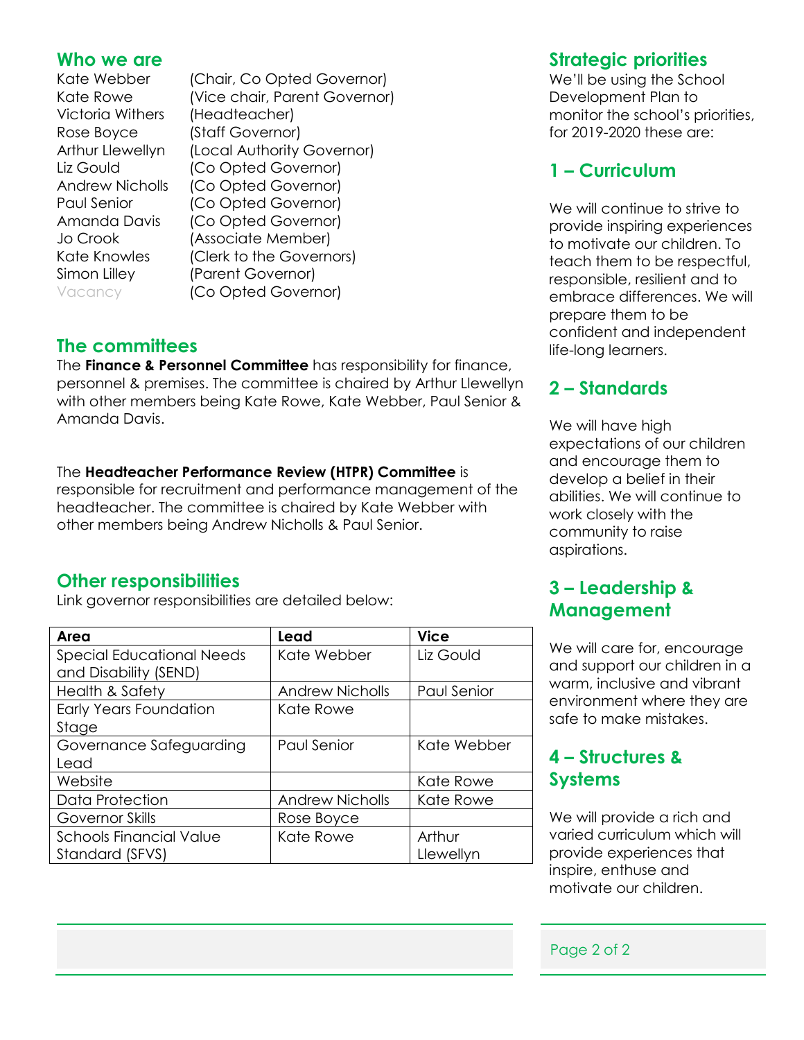## Who we are

| | |
|---|---|
| Kate Webber | (Chair, Co Opted Governor) |
| Kate Rowe | (Vice chair, Parent Governor) |
| Victoria Withers | (Headteacher) |
| Rose Boyce | (Staff Governor) |
| Arthur Llewellyn | (Local Authority Governor) |
| Liz Gould | (Co Opted Governor) |
| Andrew Nicholls | (Co Opted Governor) |
| Paul Senior | (Co Opted Governor) |
| Amanda Davis | (Co Opted Governor) |
| Jo Crook | (Associate Member) |
| Kate Knowles | (Clerk to the Governors) |
| Simon Lilley | (Parent Governor) |
| Vacancy | (Co Opted Governor) |

## The committees

The **Finance & Personnel Committee** has responsibility for finance, personnel & premises. The committee is chaired by Arthur Llewellyn with other members being Kate Rowe, Kate Webber, Paul Senior & Amanda Davis.

The **Headteacher Performance Review (HTPR) Committee** is responsible for recruitment and performance management of the headteacher. The committee is chaired by Kate Webber with other members being Andrew Nicholls & Paul Senior.

## Other responsibilities

Link governor responsibilities are detailed below:

| Area | Lead | Vice |
|---|---|---|
| Special Educational Needs and Disability (SEND) | Kate Webber | Liz Gould |
| Health & Safety | Andrew Nicholls | Paul Senior |
| Early Years Foundation Stage | Kate Rowe | |
| Governance Safeguarding Lead | Paul Senior | Kate Webber |
| Website | | Kate Rowe |
| Data Protection | Andrew Nicholls | Kate Rowe |
| Governor Skills | Rose Boyce | |
| Schools Financial Value Standard (SFVS) | Kate Rowe | Arthur Llewellyn |

## Strategic priorities

We'll be using the School Development Plan to monitor the school's priorities, for 2019-2020 these are:

## 1 – Curriculum

We will continue to strive to provide inspiring experiences to motivate our children. To teach them to be respectful, responsible, resilient and to embrace differences. We will prepare them to be confident and independent life-long learners.

## 2 – Standards

We will have high expectations of our children and encourage them to develop a belief in their abilities. We will continue to work closely with the community to raise aspirations.

## 3 – Leadership & Management

We will care for, encourage and support our children in a warm, inclusive and vibrant environment where they are safe to make mistakes.

## 4 – Structures & Systems

We will provide a rich and varied curriculum which will provide experiences that inspire, enthuse and motivate our children.